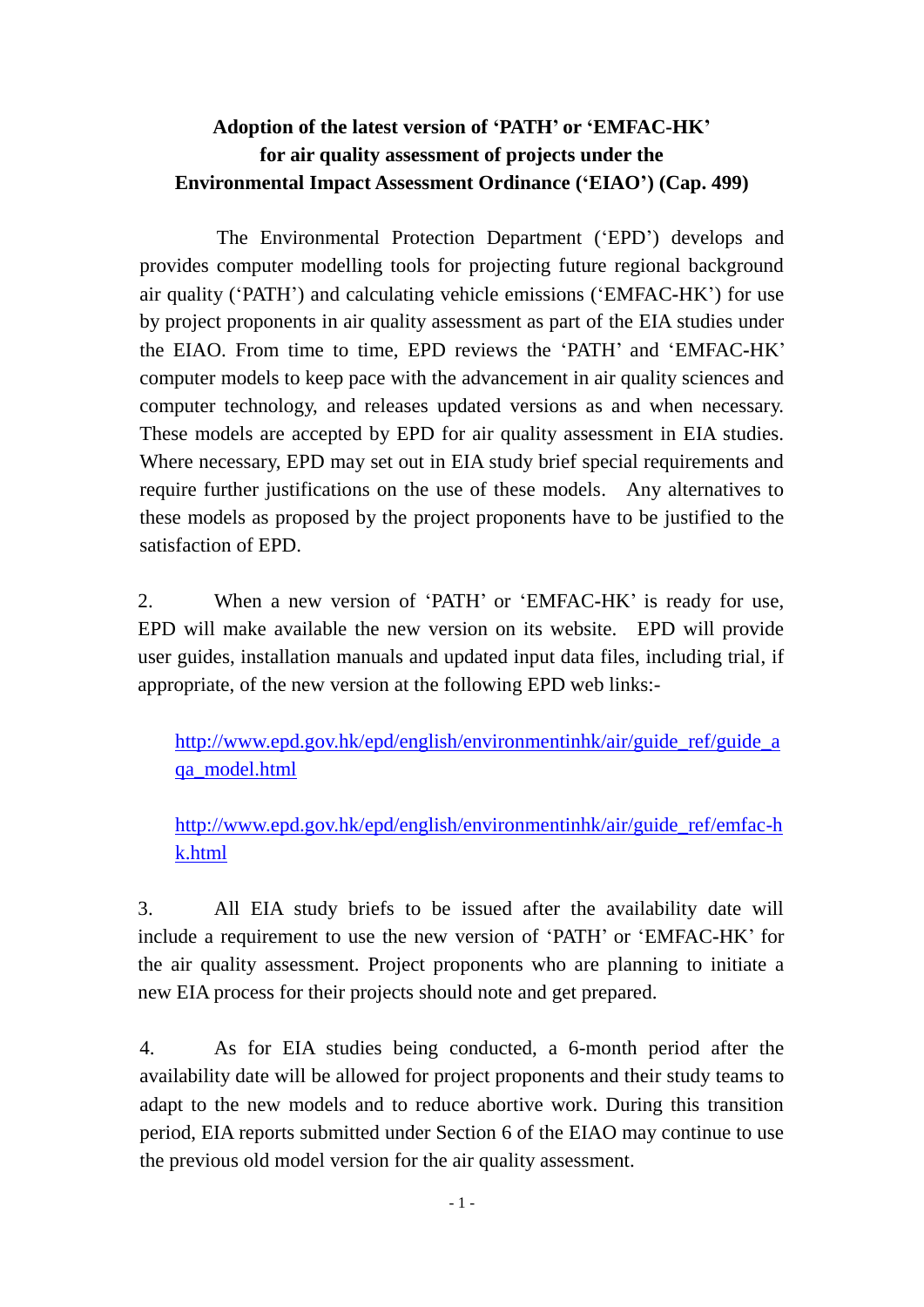# Adoption of the latest version of 'PATH' or 'EMFAC-HK' for air quality assessment of projects under the Environmental Impact Assessment Ordinance ('EIAO') (Cap. 499)

The Environmental Protection Department ('EPD') develops and provides computer modelling tools for projecting future regional background air quality ('PATH') and calculating vehicle emissions ('EMFAC-HK') for use by project proponents in air quality assessment as part of the EIA studies under the EIAO. From time to time, EPD reviews the 'PATH' and 'EMFAC-HK' computer models to keep pace with the advancement in air quality sciences and computer technology, and releases updated versions as and when necessary. These models are accepted by EPD for air quality assessment in EIA studies. Where necessary, EPD may set out in EIA study brief special requirements and require further justifications on the use of these models. Any alternatives to these models as proposed by the project proponents have to be justified to the satisfaction of EPD.

2. When a new version of 'PATH' or 'EMFAC-HK' is ready for use, EPD will make available the new version on its website. EPD will provide user guides, installation manuals and updated input data files, including trial, if appropriate, of the new version at the following EPD web links:-

[http://www.epd.gov.hk/epd/english/environmentinhk/air/guide_ref/guide_aqa_model.html](http://www.epd.gov.hk/epd/english/environmentinhk/air/guide_ref/guide_aqa_model.html)

[http://www.epd.gov.hk/epd/english/environmentinhk/air/guide_ref/emfac-hk.html](http://www.epd.gov.hk/epd/english/environmentinhk/air/guide_ref/emfac-hk.html)

3. All EIA study briefs to be issued after the availability date will include a requirement to use the new version of 'PATH' or 'EMFAC-HK' for the air quality assessment. Project proponents who are planning to initiate a new EIA process for their projects should note and get prepared.

4. As for EIA studies being conducted, a 6-month period after the availability date will be allowed for project proponents and their study teams to adapt to the new models and to reduce abortive work. During this transition period, EIA reports submitted under Section 6 of the EIAO may continue to use the previous old model version for the air quality assessment.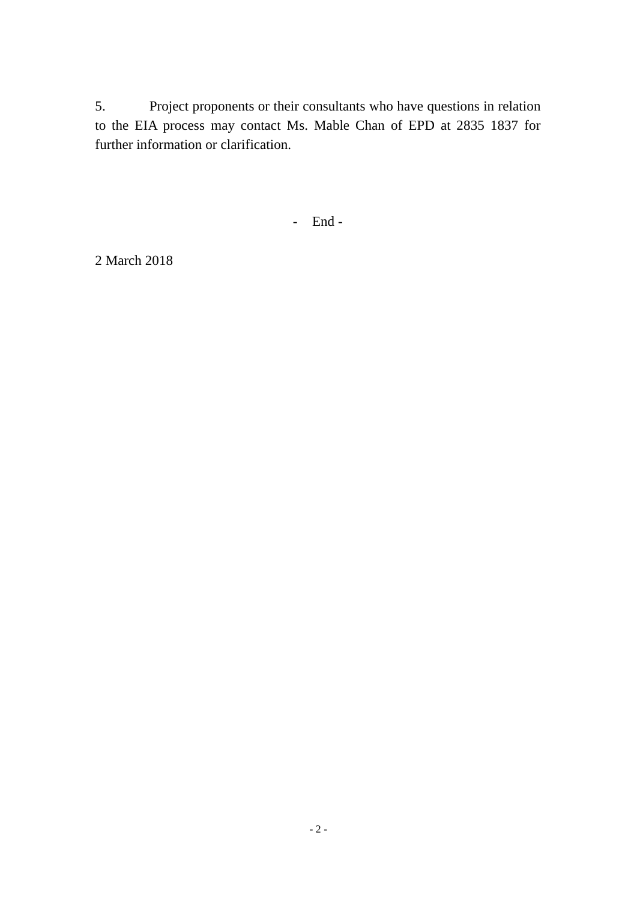5. Project proponents or their consultants who have questions in relation to the EIA process may contact Ms. Mable Chan of EPD at 2835 1837 for further information or clarification.

\- End -

2 March 2018